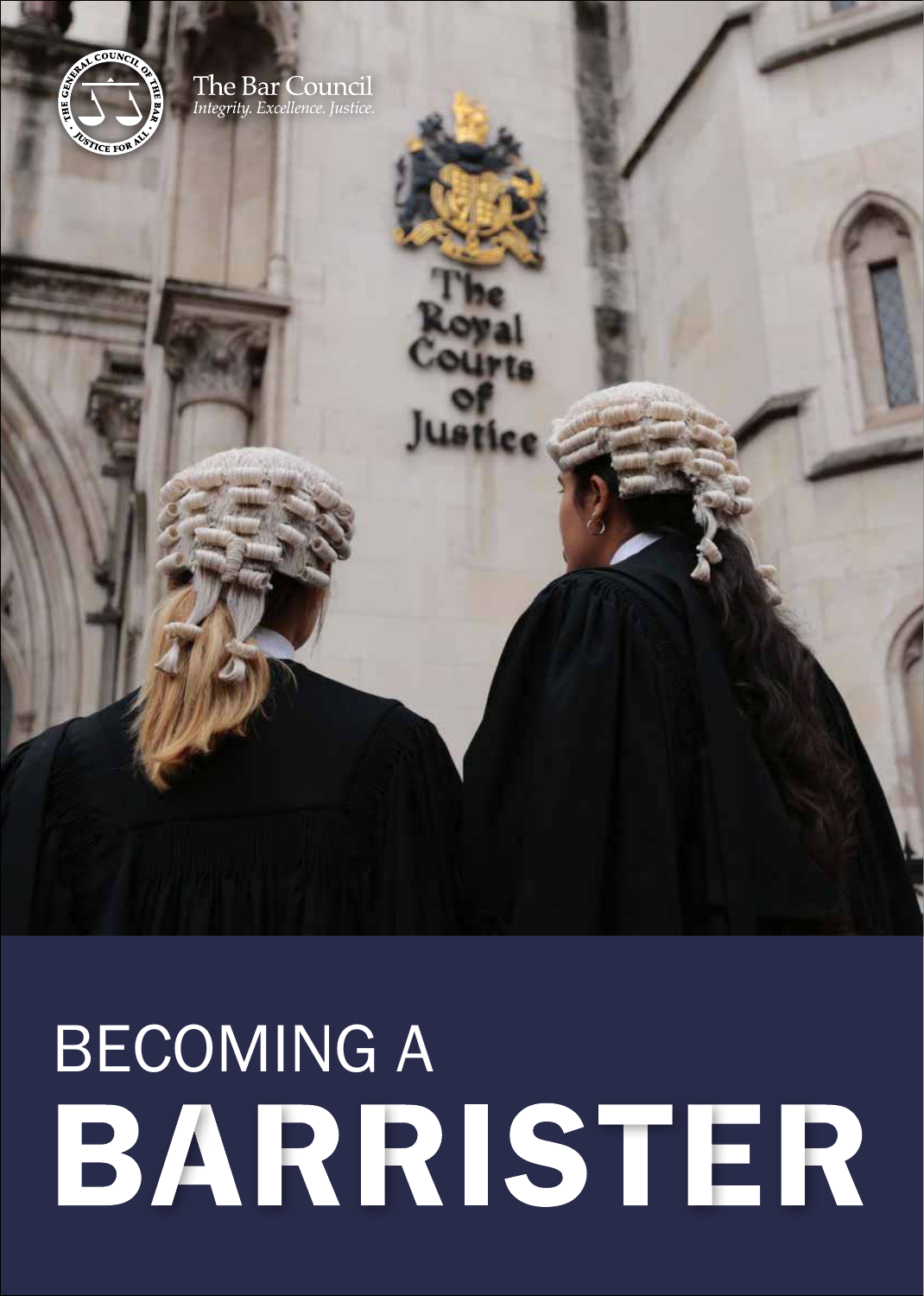The Bar Council
*Integrity. Excellence. Justice.*

# BECOMING A BARRISTER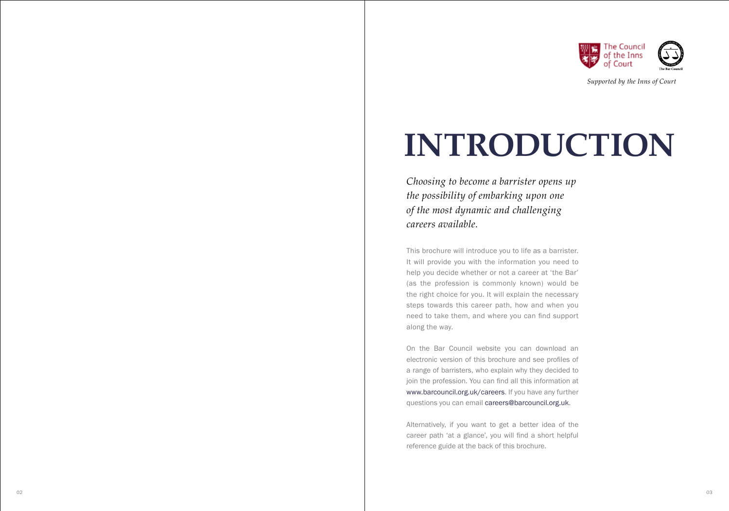The Council of the Inns of Court

The Bar Council

*Supported by the Inns of Court*

# INTRODUCTION

*Choosing to become a barrister opens up the possibility of embarking upon one of the most dynamic and challenging careers available.*

This brochure will introduce you to life as a barrister. It will provide you with the information you need to help you decide whether or not a career at 'the Bar' (as the profession is commonly known) would be the right choice for you. It will explain the necessary steps towards this career path, how and when you need to take them, and where you can find support along the way.

On the Bar Council website you can download an electronic version of this brochure and see profiles of a range of barristers, who explain why they decided to join the profession. You can find all this information at www.barcouncil.org.uk/careers. If you have any further questions you can email careers@barcouncil.org.uk.

Alternatively, if you want to get a better idea of the career path 'at a glance', you will find a short helpful reference guide at the back of this brochure.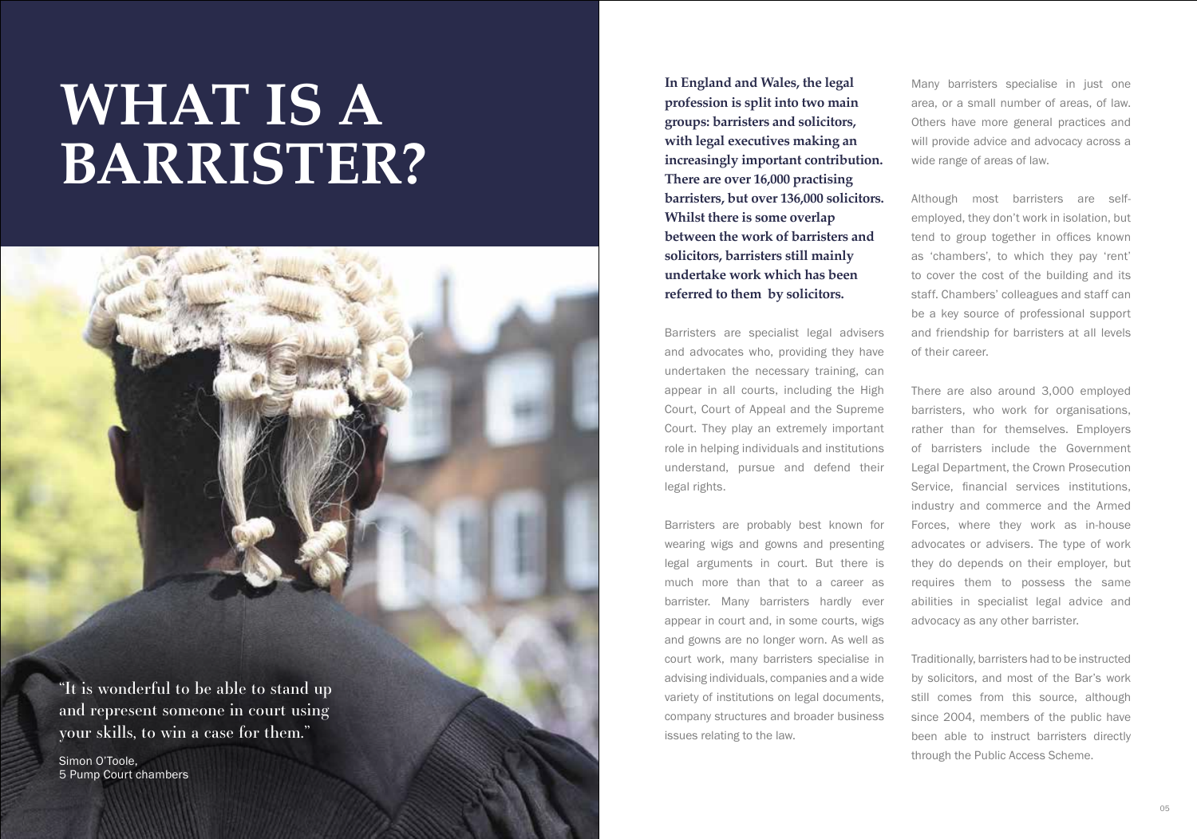# WHAT IS A BARRISTER?

"It is wonderful to be able to stand up and represent someone in court using your skills, to win a case for them."

Simon O'Toole, 5 Pump Court chambers

**In England and Wales, the legal profession is split into two main groups: barristers and solicitors, with legal executives making an increasingly important contribution. There are over 16,000 practising barristers, but over 136,000 solicitors. Whilst there is some overlap between the work of barristers and solicitors, barristers still mainly undertake work which has been referred to them by solicitors.**

Barristers are specialist legal advisers and advocates who, providing they have undertaken the necessary training, can appear in all courts, including the High Court, Court of Appeal and the Supreme Court. They play an extremely important role in helping individuals and institutions understand, pursue and defend their legal rights.

Barristers are probably best known for wearing wigs and gowns and presenting legal arguments in court. But there is much more than that to a career as barrister. Many barristers hardly ever appear in court and, in some courts, wigs and gowns are no longer worn. As well as court work, many barristers specialise in advising individuals, companies and a wide variety of institutions on legal documents, company structures and broader business issues relating to the law.

Many barristers specialise in just one area, or a small number of areas, of law. Others have more general practices and will provide advice and advocacy across a wide range of areas of law.

Although most barristers are self-employed, they don't work in isolation, but tend to group together in offices known as 'chambers', to which they pay 'rent' to cover the cost of the building and its staff. Chambers' colleagues and staff can be a key source of professional support and friendship for barristers at all levels of their career.

There are also around 3,000 employed barristers, who work for organisations, rather than for themselves. Employers of barristers include the Government Legal Department, the Crown Prosecution Service, financial services institutions, industry and commerce and the Armed Forces, where they work as in-house advocates or advisers. The type of work they do depends on their employer, but requires them to possess the same abilities in specialist legal advice and advocacy as any other barrister.

Traditionally, barristers had to be instructed by solicitors, and most of the Bar's work still comes from this source, although since 2004, members of the public have been able to instruct barristers directly through the Public Access Scheme.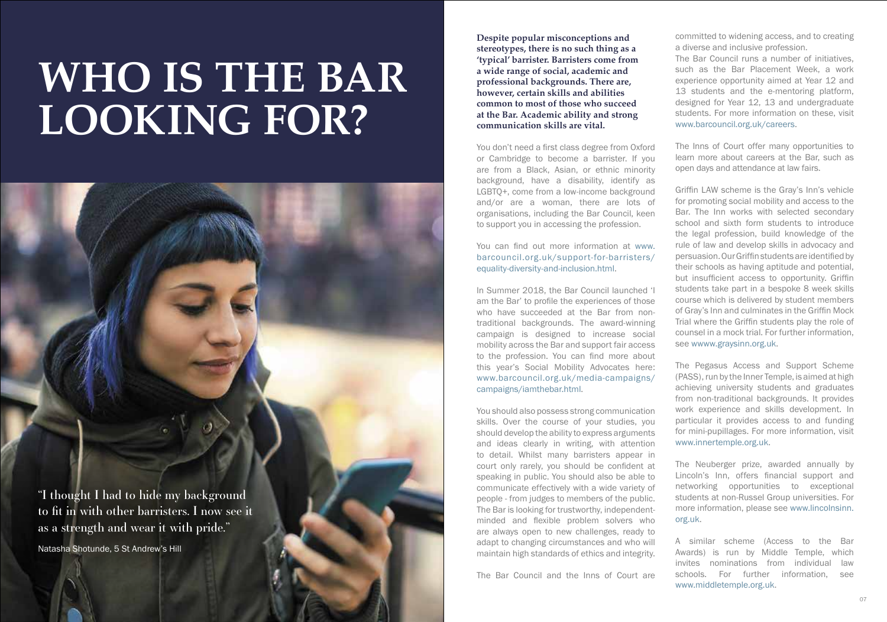# WHO IS THE BAR LOOKING FOR?

"I thought I had to hide my background to fit in with other barristers. I now see it as a strength and wear it with pride."

Natasha Shotunde, 5 St Andrew's Hill

**Despite popular misconceptions and stereotypes, there is no such thing as a 'typical' barrister. Barristers come from a wide range of social, academic and professional backgrounds. There are, however, certain skills and abilities common to most of those who succeed at the Bar. Academic ability and strong communication skills are vital.**

You don't need a first class degree from Oxford or Cambridge to become a barrister. If you are from a Black, Asian, or ethnic minority background, have a disability, identify as LGBTQ+, come from a low-income background and/or are a woman, there are lots of organisations, including the Bar Council, keen to support you in accessing the profession.

You can find out more information at www.barcouncil.org.uk/support-for-barristers/equality-diversity-and-inclusion.html.

In Summer 2018, the Bar Council launched 'I am the Bar' to profile the experiences of those who have succeeded at the Bar from non-traditional backgrounds. The award-winning campaign is designed to increase social mobility across the Bar and support fair access to the profession. You can find more about this year's Social Mobility Advocates here: www.barcouncil.org.uk/media-campaigns/campaigns/iamthebar.html.

You should also possess strong communication skills. Over the course of your studies, you should develop the ability to express arguments and ideas clearly in writing, with attention to detail. Whilst many barristers appear in court only rarely, you should be confident at speaking in public. You should also be able to communicate effectively with a wide variety of people - from judges to members of the public. The Bar is looking for trustworthy, independent-minded and flexible problem solvers who are always open to new challenges, ready to adapt to changing circumstances and who will maintain high standards of ethics and integrity.

The Bar Council and the Inns of Court are committed to widening access, and to creating a diverse and inclusive profession.

The Bar Council runs a number of initiatives, such as the Bar Placement Week, a work experience opportunity aimed at Year 12 and 13 students and the e-mentoring platform, designed for Year 12, 13 and undergraduate students. For more information on these, visit www.barcouncil.org.uk/careers.

The Inns of Court offer many opportunities to learn more about careers at the Bar, such as open days and attendance at law fairs.

Griffin LAW scheme is the Gray's Inn's vehicle for promoting social mobility and access to the Bar. The Inn works with selected secondary school and sixth form students to introduce the legal profession, build knowledge of the rule of law and develop skills in advocacy and persuasion. Our Griffin students are identified by their schools as having aptitude and potential, but insufficient access to opportunity. Griffin students take part in a bespoke 8 week skills course which is delivered by student members of Gray's Inn and culminates in the Griffin Mock Trial where the Griffin students play the role of counsel in a mock trial. For further information, see wwww.graysinn.org.uk.

The Pegasus Access and Support Scheme (PASS), run by the Inner Temple, is aimed at high achieving university students and graduates from non-traditional backgrounds. It provides work experience and skills development. In particular it provides access to and funding for mini-pupillages. For more information, visit www.innertemple.org.uk.

The Neuberger prize, awarded annually by Lincoln's Inn, offers financial support and networking opportunities to exceptional students at non-Russel Group universities. For more information, please see www.lincolnsinn.org.uk.

A similar scheme (Access to the Bar Awards) is run by Middle Temple, which invites nominations from individual law schools. For further information, see www.middletemple.org.uk.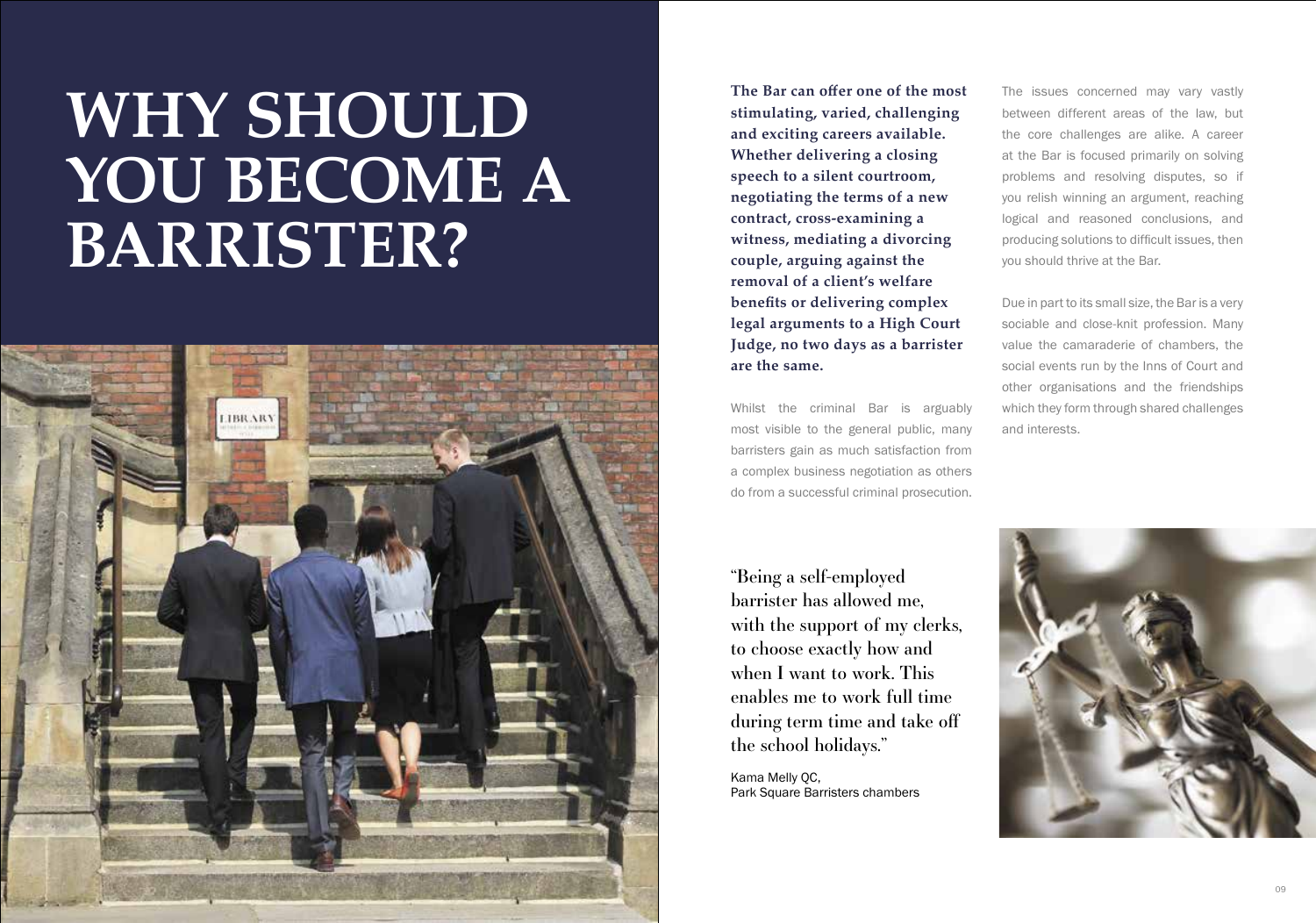# WHY SHOULD YOU BECOME A BARRISTER?

**The Bar can offer one of the most stimulating, varied, challenging and exciting careers available. Whether delivering a closing speech to a silent courtroom, negotiating the terms of a new contract, cross-examining a witness, mediating a divorcing couple, arguing against the removal of a client's welfare benefits or delivering complex legal arguments to a High Court Judge, no two days as a barrister are the same.**

Whilst the criminal Bar is arguably most visible to the general public, many barristers gain as much satisfaction from a complex business negotiation as others do from a successful criminal prosecution.

The issues concerned may vary vastly between different areas of the law, but the core challenges are alike. A career at the Bar is focused primarily on solving problems and resolving disputes, so if you relish winning an argument, reaching logical and reasoned conclusions, and producing solutions to difficult issues, then you should thrive at the Bar.

Due in part to its small size, the Bar is a very sociable and close-knit profession. Many value the camaraderie of chambers, the social events run by the Inns of Court and other organisations and the friendships which they form through shared challenges and interests.

> "Being a self-employed barrister has allowed me, with the support of my clerks, to choose exactly how and when I want to work. This enables me to work full time during term time and take off the school holidays."
>
> Kama Melly QC,
> Park Square Barristers chambers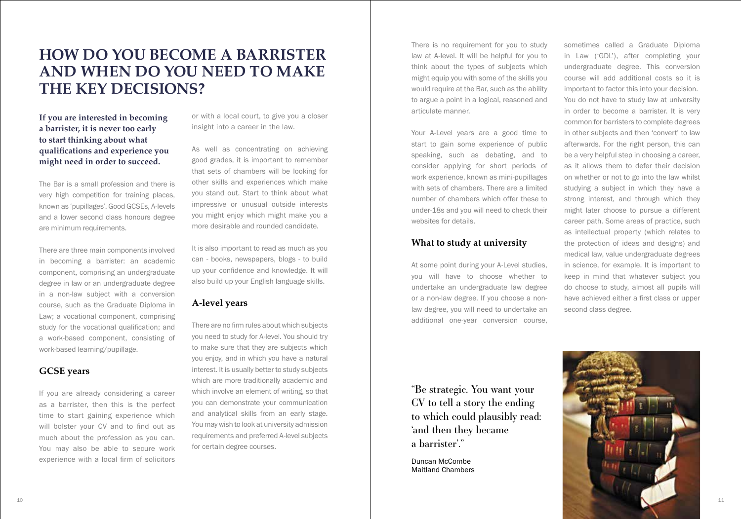# HOW DO YOU BECOME A BARRISTER AND WHEN DO YOU NEED TO MAKE THE KEY DECISIONS?

**If you are interested in becoming a barrister, it is never too early to start thinking about what qualifications and experience you might need in order to succeed.**

The Bar is a small profession and there is very high competition for training places, known as 'pupillages'. Good GCSEs, A-levels and a lower second class honours degree are minimum requirements.

There are three main components involved in becoming a barrister: an academic component, comprising an undergraduate degree in law or an undergraduate degree in a non-law subject with a conversion course, such as the Graduate Diploma in Law; a vocational component, comprising study for the vocational qualification; and a work-based component, consisting of work-based learning/pupillage.

## GCSE years

If you are already considering a career as a barrister, then this is the perfect time to start gaining experience which will bolster your CV and to find out as much about the profession as you can. You may also be able to secure work experience with a local firm of solicitors or with a local court, to give you a closer insight into a career in the law.

As well as concentrating on achieving good grades, it is important to remember that sets of chambers will be looking for other skills and experiences which make you stand out. Start to think about what impressive or unusual outside interests you might enjoy which might make you a more desirable and rounded candidate.

It is also important to read as much as you can - books, newspapers, blogs - to build up your confidence and knowledge. It will also build up your English language skills.

## A-level years

There are no firm rules about which subjects you need to study for A-level. You should try to make sure that they are subjects which you enjoy, and in which you have a natural interest. It is usually better to study subjects which are more traditionally academic and which involve an element of writing, so that you can demonstrate your communication and analytical skills from an early stage. You may wish to look at university admission requirements and preferred A-level subjects for certain degree courses.

There is no requirement for you to study law at A-level. It will be helpful for you to think about the types of subjects which might equip you with some of the skills you would require at the Bar, such as the ability to argue a point in a logical, reasoned and articulate manner.

Your A-Level years are a good time to start to gain some experience of public speaking, such as debating, and to consider applying for short periods of work experience, known as mini-pupillages with sets of chambers. There are a limited number of chambers which offer these to under-18s and you will need to check their websites for details.

## What to study at university

At some point during your A-Level studies, you will have to choose whether to undertake an undergraduate law degree or a non-law degree. If you choose a non-law degree, you will need to undertake an additional one-year conversion course, sometimes called a Graduate Diploma in Law ('GDL'), after completing your undergraduate degree. This conversion course will add additional costs so it is important to factor this into your decision.

You do not have to study law at university in order to become a barrister. It is very common for barristers to complete degrees in other subjects and then 'convert' to law afterwards. For the right person, this can be a very helpful step in choosing a career, as it allows them to defer their decision on whether or not to go into the law whilst studying a subject in which they have a strong interest, and through which they might later choose to pursue a different career path. Some areas of practice, such as intellectual property (which relates to the protection of ideas and designs) and medical law, value undergraduate degrees in science, for example. It is important to keep in mind that whatever subject you do choose to study, almost all pupils will have achieved either a first class or upper second class degree.

> "Be strategic. You want your CV to tell a story the ending to which could plausibly read: 'and then they became a barrister'."
>
> Duncan McCombe
> Maitland Chambers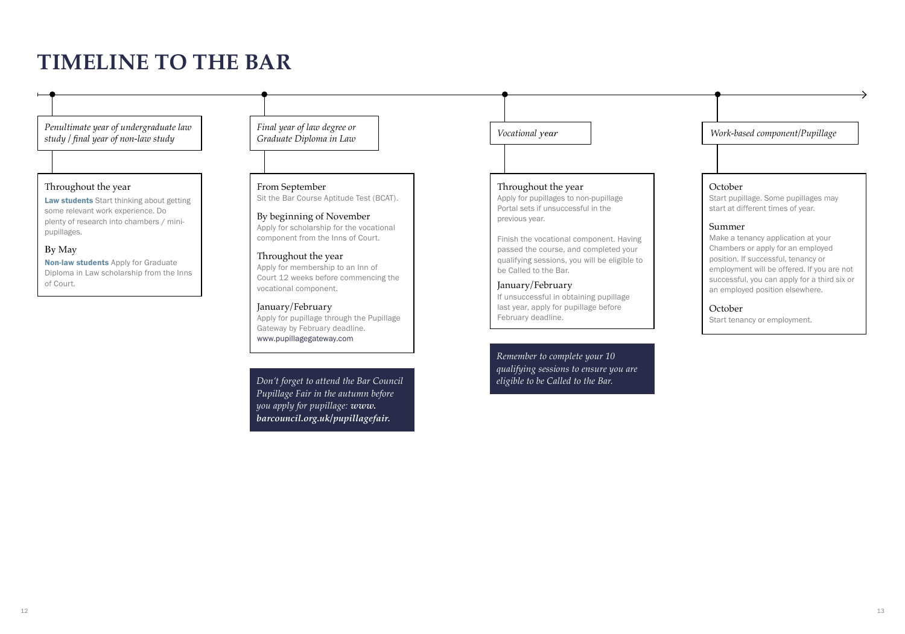# TIMELINE TO THE BAR

## *Penultimate year of undergraduate law study / final year of non-law study*

### Throughout the year

**Law students** Start thinking about getting some relevant work experience. Do plenty of research into chambers / mini-pupillages.

### By May

**Non-law students** Apply for Graduate Diploma in Law scholarship from the Inns of Court.

## *Final year of law degree or Graduate Diploma in Law*

### From September

Sit the Bar Course Aptitude Test (BCAT).

### By beginning of November

Apply for scholarship for the vocational component from the Inns of Court.

### Throughout the year

Apply for membership to an Inn of Court 12 weeks before commencing the vocational component.

### January/February

Apply for pupillage through the Pupillage Gateway by February deadline. www.pupillagegateway.com

*Don't forget to attend the Bar Council Pupillage Fair in the autumn before you apply for pupillage: **www.barcouncil.org.uk/pupillagefair.***

## *Vocational year*

### Throughout the year

Apply for pupillages to non-pupillage Portal sets if unsuccessful in the previous year.

Finish the vocational component. Having passed the course, and completed your qualifying sessions, you will be eligible to be Called to the Bar.

### January/February

If unsuccessful in obtaining pupillage last year, apply for pupillage before February deadline.

*Remember to complete your 10 qualifying sessions to ensure you are eligible to be Called to the Bar.*

## *Work-based component/Pupillage*

### October

Start pupillage. Some pupillages may start at different times of year.

### Summer

Make a tenancy application at your Chambers or apply for an employed position. If successful, tenancy or employment will be offered. If you are not successful, you can apply for a third six or an employed position elsewhere.

### October

Start tenancy or employment.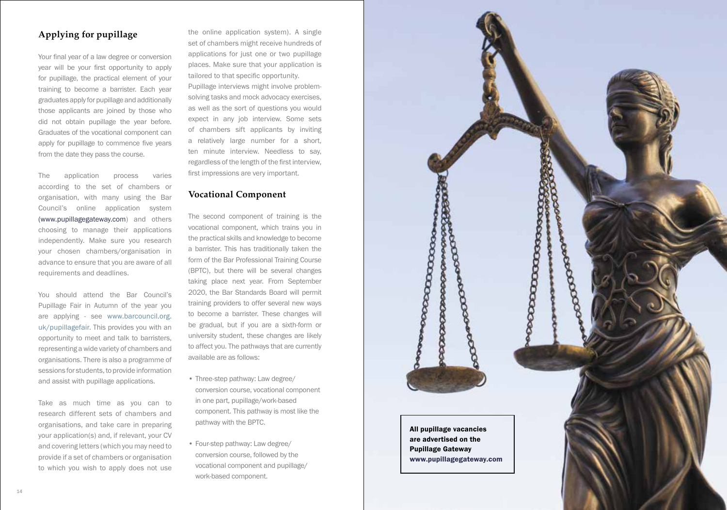## Applying for pupillage

Your final year of a law degree or conversion year will be your first opportunity to apply for pupillage, the practical element of your training to become a barrister. Each year graduates apply for pupillage and additionally those applicants are joined by those who did not obtain pupillage the year before. Graduates of the vocational component can apply for pupillage to commence five years from the date they pass the course.

The application process varies according to the set of chambers or organisation, with many using the Bar Council's online application system (www.pupillagegateway.com) and others choosing to manage their applications independently. Make sure you research your chosen chambers/organisation in advance to ensure that you are aware of all requirements and deadlines.

You should attend the Bar Council's Pupillage Fair in Autumn of the year you are applying - see www.barcouncil.org.uk/pupillagefair. This provides you with an opportunity to meet and talk to barristers, representing a wide variety of chambers and organisations. There is also a programme of sessions for students, to provide information and assist with pupillage applications.

Take as much time as you can to research different sets of chambers and organisations, and take care in preparing your application(s) and, if relevant, your CV and covering letters (which you may need to provide if a set of chambers or organisation to which you wish to apply does not use the online application system). A single set of chambers might receive hundreds of applications for just one or two pupillage places. Make sure that your application is tailored to that specific opportunity.

Pupillage interviews might involve problem-solving tasks and mock advocacy exercises, as well as the sort of questions you would expect in any job interview. Some sets of chambers sift applicants by inviting a relatively large number for a short, ten minute interview. Needless to say, regardless of the length of the first interview, first impressions are very important.

## Vocational Component

The second component of training is the vocational component, which trains you in the practical skills and knowledge to become a barrister. This has traditionally taken the form of the Bar Professional Training Course (BPTC), but there will be several changes taking place next year. From September 2020, the Bar Standards Board will permit training providers to offer several new ways to become a barrister. These changes will be gradual, but if you are a sixth-form or university student, these changes are likely to affect you. The pathways that are currently available are as follows:

- Three-step pathway: Law degree/conversion course, vocational component in one part, pupillage/work-based component. This pathway is most like the pathway with the BPTC.
- Four-step pathway: Law degree/conversion course, followed by the vocational component and pupillage/work-based component.

**All pupillage vacancies are advertised on the Pupillage Gateway www.pupillagegateway.com**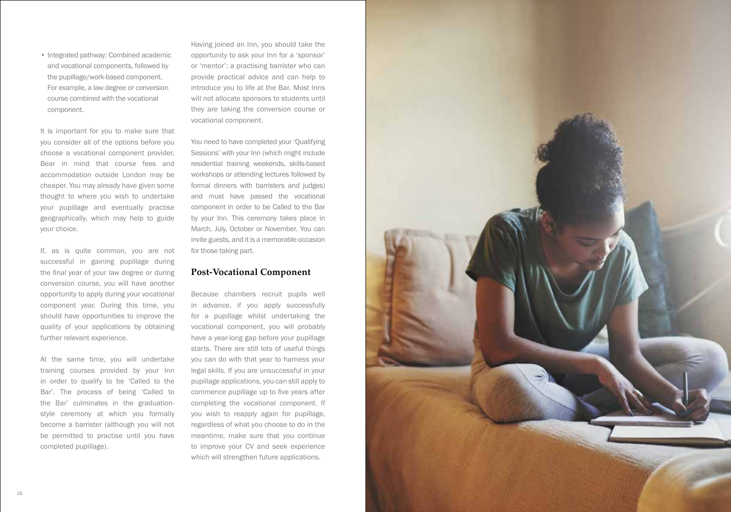- Integrated pathway: Combined academic and vocational components, followed by the pupillage/work-based component. For example, a law degree or conversion course combined with the vocational component.

It is important for you to make sure that you consider all of the options before you choose a vocational component provider. Bear in mind that course fees and accommodation outside London may be cheaper. You may already have given some thought to where you wish to undertake your pupillage and eventually practise geographically, which may help to guide your choice.

If, as is quite common, you are not successful in gaining pupillage during the final year of your law degree or during conversion course, you will have another opportunity to apply during your vocational component year. During this time, you should have opportunities to improve the quality of your applications by obtaining further relevant experience.

At the same time, you will undertake training courses provided by your Inn in order to qualify to be 'Called to the Bar'. The process of being 'Called to the Bar' culminates in the graduation-style ceremony at which you formally become a barrister (although you will not be permitted to practise until you have completed pupillage).

Having joined an Inn, you should take the opportunity to ask your Inn for a 'sponsor' or 'mentor': a practising barrister who can provide practical advice and can help to introduce you to life at the Bar. Most Inns will not allocate sponsors to students until they are taking the conversion course or vocational component.

You need to have completed your 'Qualifying Sessions' with your Inn (which might include residential training weekends, skills-based workshops or attending lectures followed by formal dinners with barristers and judges) and must have passed the vocational component in order to be Called to the Bar by your Inn. This ceremony takes place in March, July, October or November. You can invite guests, and it is a memorable occasion for those taking part.

## Post-Vocational Component

Because chambers recruit pupils well in advance, if you apply successfully for a pupillage whilst undertaking the vocational component, you will probably have a year-long gap before your pupillage starts. There are still lots of useful things you can do with that year to harness your legal skills. If you are unsuccessful in your pupillage applications, you can still apply to commence pupillage up to five years after completing the vocational component. If you wish to reapply again for pupillage, regardless of what you choose to do in the meantime, make sure that you continue to improve your CV and seek experience which will strengthen future applications.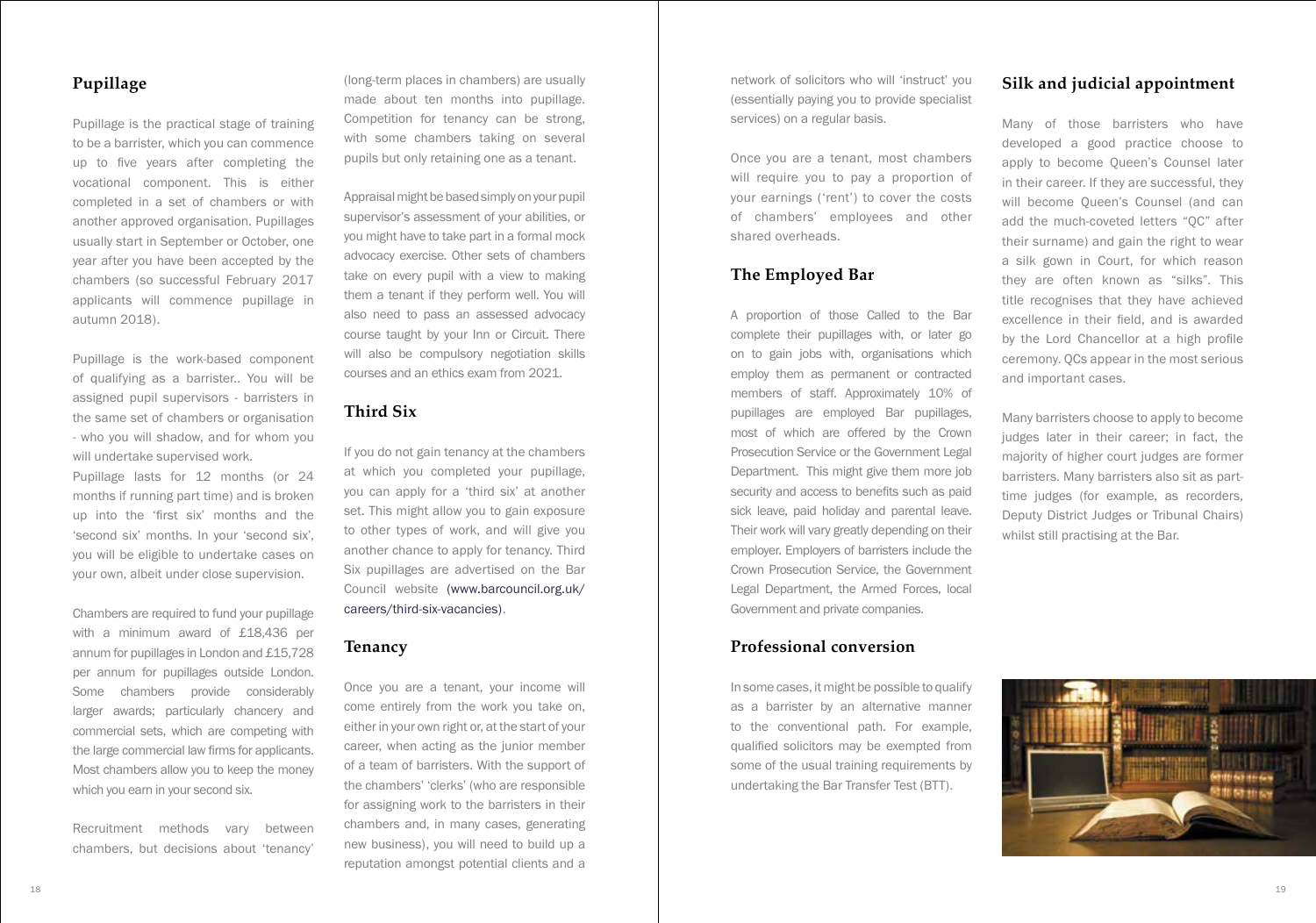## Pupillage

Pupillage is the practical stage of training to be a barrister, which you can commence up to five years after completing the vocational component. This is either completed in a set of chambers or with another approved organisation. Pupillages usually start in September or October, one year after you have been accepted by the chambers (so successful February 2017 applicants will commence pupillage in autumn 2018).

Pupillage is the work-based component of qualifying as a barrister.. You will be assigned pupil supervisors - barristers in the same set of chambers or organisation - who you will shadow, and for whom you will undertake supervised work.

Pupillage lasts for 12 months (or 24 months if running part time) and is broken up into the 'first six' months and the 'second six' months. In your 'second six', you will be eligible to undertake cases on your own, albeit under close supervision.

Chambers are required to fund your pupillage with a minimum award of £18,436 per annum for pupillages in London and £15,728 per annum for pupillages outside London. Some chambers provide considerably larger awards; particularly chancery and commercial sets, which are competing with the large commercial law firms for applicants. Most chambers allow you to keep the money which you earn in your second six.

Recruitment methods vary between chambers, but decisions about 'tenancy' (long-term places in chambers) are usually made about ten months into pupillage. Competition for tenancy can be strong, with some chambers taking on several pupils but only retaining one as a tenant.

Appraisal might be based simply on your pupil supervisor's assessment of your abilities, or you might have to take part in a formal mock advocacy exercise. Other sets of chambers take on every pupil with a view to making them a tenant if they perform well. You will also need to pass an assessed advocacy course taught by your Inn or Circuit. There will also be compulsory negotiation skills courses and an ethics exam from 2021.

## Third Six

If you do not gain tenancy at the chambers at which you completed your pupillage, you can apply for a 'third six' at another set. This might allow you to gain exposure to other types of work, and will give you another chance to apply for tenancy. Third Six pupillages are advertised on the Bar Council website (www.barcouncil.org.uk/careers/third-six-vacancies).

## Tenancy

Once you are a tenant, your income will come entirely from the work you take on, either in your own right or, at the start of your career, when acting as the junior member of a team of barristers. With the support of the chambers' 'clerks' (who are responsible for assigning work to the barristers in their chambers and, in many cases, generating new business), you will need to build up a reputation amongst potential clients and a network of solicitors who will 'instruct' you (essentially paying you to provide specialist services) on a regular basis.

Once you are a tenant, most chambers will require you to pay a proportion of your earnings ('rent') to cover the costs of chambers' employees and other shared overheads.

## The Employed Bar

A proportion of those Called to the Bar complete their pupillages with, or later go on to gain jobs with, organisations which employ them as permanent or contracted members of staff. Approximately 10% of pupillages are employed Bar pupillages, most of which are offered by the Crown Prosecution Service or the Government Legal Department. This might give them more job security and access to benefits such as paid sick leave, paid holiday and parental leave. Their work will vary greatly depending on their employer. Employers of barristers include the Crown Prosecution Service, the Government Legal Department, the Armed Forces, local Government and private companies.

## Professional conversion

In some cases, it might be possible to qualify as a barrister by an alternative manner to the conventional path. For example, qualified solicitors may be exempted from some of the usual training requirements by undertaking the Bar Transfer Test (BTT).

## Silk and judicial appointment

Many of those barristers who have developed a good practice choose to apply to become Queen's Counsel later in their career. If they are successful, they will become Queen's Counsel (and can add the much-coveted letters "QC" after their surname) and gain the right to wear a silk gown in Court, for which reason they are often known as "silks". This title recognises that they have achieved excellence in their field, and is awarded by the Lord Chancellor at a high profile ceremony. QCs appear in the most serious and important cases.

Many barristers choose to apply to become judges later in their career; in fact, the majority of higher court judges are former barristers. Many barristers also sit as part-time judges (for example, as recorders, Deputy District Judges or Tribunal Chairs) whilst still practising at the Bar.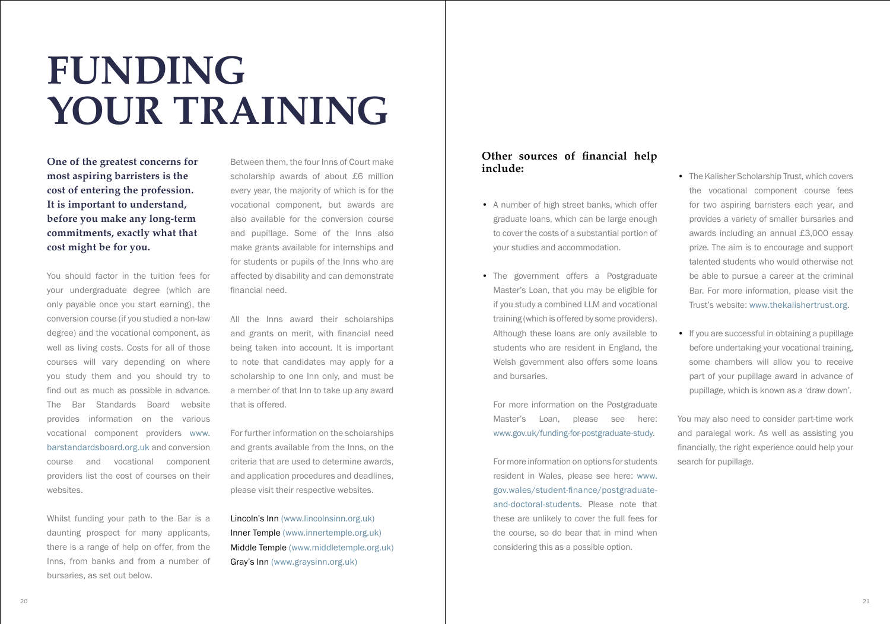# FUNDING YOUR TRAINING

**One of the greatest concerns for most aspiring barristers is the cost of entering the profession. It is important to understand, before you make any long-term commitments, exactly what that cost might be for you.**

You should factor in the tuition fees for your undergraduate degree (which are only payable once you start earning), the conversion course (if you studied a non-law degree) and the vocational component, as well as living costs. Costs for all of those courses will vary depending on where you study them and you should try to find out as much as possible in advance. The Bar Standards Board website provides information on the various vocational component providers www.barstandardsboard.org.uk and conversion course and vocational component providers list the cost of courses on their websites.

Whilst funding your path to the Bar is a daunting prospect for many applicants, there is a range of help on offer, from the Inns, from banks and from a number of bursaries, as set out below.

Between them, the four Inns of Court make scholarship awards of about £6 million every year, the majority of which is for the vocational component, but awards are also available for the conversion course and pupillage. Some of the Inns also make grants available for internships and for students or pupils of the Inns who are affected by disability and can demonstrate financial need.

All the Inns award their scholarships and grants on merit, with financial need being taken into account. It is important to note that candidates may apply for a scholarship to one Inn only, and must be a member of that Inn to take up any award that is offered.

For further information on the scholarships and grants available from the Inns, on the criteria that are used to determine awards, and application procedures and deadlines, please visit their respective websites.

Lincoln's Inn (www.lincolnsinn.org.uk)
Inner Temple (www.innertemple.org.uk)
Middle Temple (www.middletemple.org.uk)
Gray's Inn (www.graysinn.org.uk)

## Other sources of financial help include:

- A number of high street banks, which offer graduate loans, which can be large enough to cover the costs of a substantial portion of your studies and accommodation.

- The government offers a Postgraduate Master's Loan, that you may be eligible for if you study a combined LLM and vocational training (which is offered by some providers). Although these loans are only available to students who are resident in England, the Welsh government also offers some loans and bursaries.

  For more information on the Postgraduate Master's Loan, please see here: www.gov.uk/funding-for-postgraduate-study.

  For more information on options for students resident in Wales, please see here: www.gov.wales/student-finance/postgraduate-and-doctoral-students. Please note that these are unlikely to cover the full fees for the course, so do bear that in mind when considering this as a possible option.

- The Kalisher Scholarship Trust, which covers the vocational component course fees for two aspiring barristers each year, and provides a variety of smaller bursaries and awards including an annual £3,000 essay prize. The aim is to encourage and support talented students who would otherwise not be able to pursue a career at the criminal Bar. For more information, please visit the Trust's website: www.thekalishertrust.org.

- If you are successful in obtaining a pupillage before undertaking your vocational training, some chambers will allow you to receive part of your pupillage award in advance of pupillage, which is known as a 'draw down'.

You may also need to consider part-time work and paralegal work. As well as assisting you financially, the right experience could help your search for pupillage.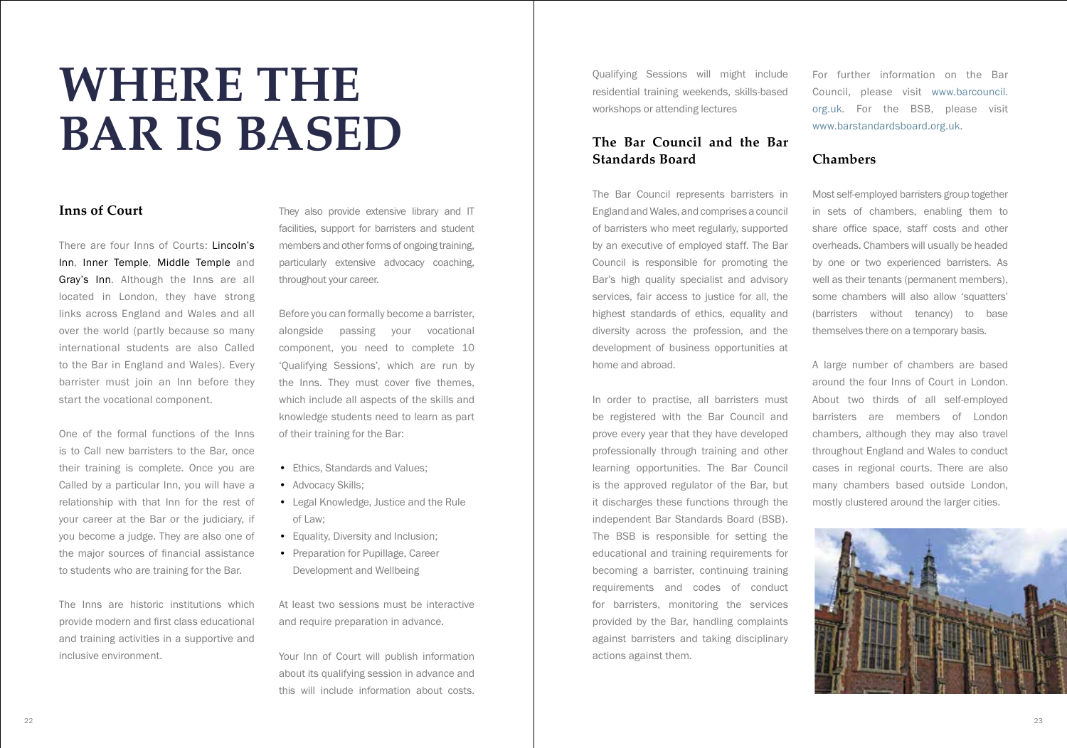# WHERE THE BAR IS BASED

## Inns of Court

There are four Inns of Courts: Lincoln's Inn, Inner Temple, Middle Temple and Gray's Inn. Although the Inns are all located in London, they have strong links across England and Wales and all over the world (partly because so many international students are also Called to the Bar in England and Wales). Every barrister must join an Inn before they start the vocational component.

One of the formal functions of the Inns is to Call new barristers to the Bar, once their training is complete. Once you are Called by a particular Inn, you will have a relationship with that Inn for the rest of your career at the Bar or the judiciary, if you become a judge. They are also one of the major sources of financial assistance to students who are training for the Bar.

The Inns are historic institutions which provide modern and first class educational and training activities in a supportive and inclusive environment.

They also provide extensive library and IT facilities, support for barristers and student members and other forms of ongoing training, particularly extensive advocacy coaching, throughout your career.

Before you can formally become a barrister, alongside passing your vocational component, you need to complete 10 'Qualifying Sessions', which are run by the Inns. They must cover five themes, which include all aspects of the skills and knowledge students need to learn as part of their training for the Bar:

- Ethics, Standards and Values;
- Advocacy Skills;
- Legal Knowledge, Justice and the Rule of Law;
- Equality, Diversity and Inclusion;
- Preparation for Pupillage, Career Development and Wellbeing

At least two sessions must be interactive and require preparation in advance.

Your Inn of Court will publish information about its qualifying session in advance and this will include information about costs. Qualifying Sessions will might include residential training weekends, skills-based workshops or attending lectures

## The Bar Council and the Bar Standards Board

The Bar Council represents barristers in England and Wales, and comprises a council of barristers who meet regularly, supported by an executive of employed staff. The Bar Council is responsible for promoting the Bar's high quality specialist and advisory services, fair access to justice for all, the highest standards of ethics, equality and diversity across the profession, and the development of business opportunities at home and abroad.

In order to practise, all barristers must be registered with the Bar Council and prove every year that they have developed professionally through training and other learning opportunities. The Bar Council is the approved regulator of the Bar, but it discharges these functions through the independent Bar Standards Board (BSB). The BSB is responsible for setting the educational and training requirements for becoming a barrister, continuing training requirements and codes of conduct for barristers, monitoring the services provided by the Bar, handling complaints against barristers and taking disciplinary actions against them.

For further information on the Bar Council, please visit www.barcouncil.org.uk. For the BSB, please visit www.barstandardsboard.org.uk.

## Chambers

Most self-employed barristers group together in sets of chambers, enabling them to share office space, staff costs and other overheads. Chambers will usually be headed by one or two experienced barristers. As well as their tenants (permanent members), some chambers will also allow 'squatters' (barristers without tenancy) to base themselves there on a temporary basis.

A large number of chambers are based around the four Inns of Court in London. About two thirds of all self-employed barristers are members of London chambers, although they may also travel throughout England and Wales to conduct cases in regional courts. There are also many chambers based outside London, mostly clustered around the larger cities.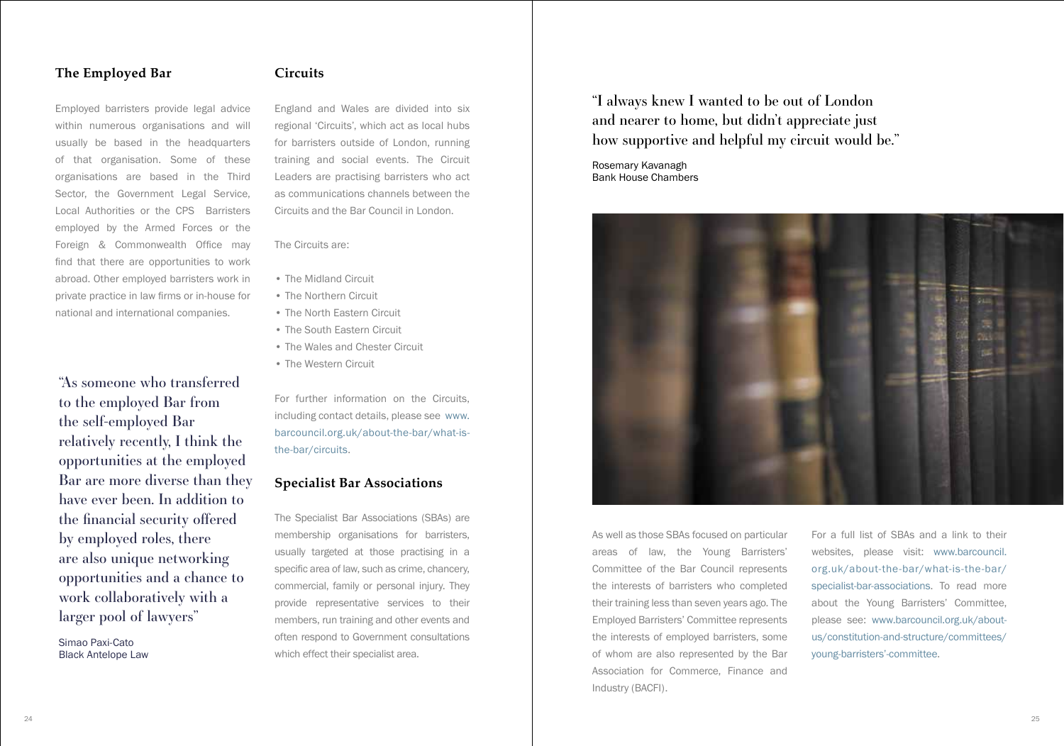## The Employed Bar

Employed barristers provide legal advice within numerous organisations and will usually be based in the headquarters of that organisation. Some of these organisations are based in the Third Sector, the Government Legal Service, Local Authorities or the CPS Barristers employed by the Armed Forces or the Foreign & Commonwealth Office may find that there are opportunities to work abroad. Other employed barristers work in private practice in law firms or in-house for national and international companies.

"As someone who transferred to the employed Bar from the self-employed Bar relatively recently, I think the opportunities at the employed Bar are more diverse than they have ever been. In addition to the financial security offered by employed roles, there are also unique networking opportunities and a chance to work collaboratively with a larger pool of lawyers"

Simao Paxi-Cato
Black Antelope Law

## Circuits

England and Wales are divided into six regional 'Circuits', which act as local hubs for barristers outside of London, running training and social events. The Circuit Leaders are practising barristers who act as communications channels between the Circuits and the Bar Council in London.

The Circuits are:

- The Midland Circuit
- The Northern Circuit
- The North Eastern Circuit
- The South Eastern Circuit
- The Wales and Chester Circuit
- The Western Circuit

For further information on the Circuits, including contact details, please see www.barcouncil.org.uk/about-the-bar/what-is-the-bar/circuits.

## Specialist Bar Associations

The Specialist Bar Associations (SBAs) are membership organisations for barristers, usually targeted at those practising in a specific area of law, such as crime, chancery, commercial, family or personal injury. They provide representative services to their members, run training and other events and often respond to Government consultations which effect their specialist area.

"I always knew I wanted to be out of London and nearer to home, but didn't appreciate just how supportive and helpful my circuit would be."

Rosemary Kavanagh
Bank House Chambers

As well as those SBAs focused on particular areas of law, the Young Barristers' Committee of the Bar Council represents the interests of barristers who completed their training less than seven years ago. The Employed Barristers' Committee represents the interests of employed barristers, some of whom are also represented by the Bar Association for Commerce, Finance and Industry (BACFI).

For a full list of SBAs and a link to their websites, please visit: www.barcouncil.org.uk/about-the-bar/what-is-the-bar/specialist-bar-associations. To read more about the Young Barristers' Committee, please see: www.barcouncil.org.uk/about-us/constitution-and-structure/committees/young-barristers'-committee.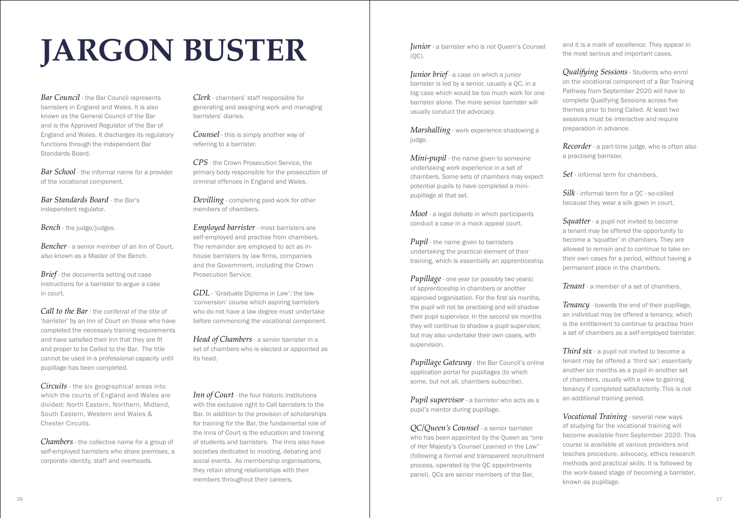# JARGON BUSTER

*Bar Council* - the Bar Council represents barristers in England and Wales. It is also known as the General Council of the Bar and is the Approved Regulator of the Bar of England and Wales. It discharges its regulatory functions through the independent Bar Standards Board.

*Bar School* - the informal name for a provider of the vocational component.

*Bar Standards Board* - the Bar's independent regulator.

*Bench* - the judge/judges.

*Bencher* - a senior member of an Inn of Court, also known as a Master of the Bench.

*Brief* - the documents setting out case instructions for a barrister to argue a case in court.

*Call to the Bar* - the conferral of the title of 'barrister' by an Inn of Court on those who have completed the necessary training requirements and have satisfied their Inn that they are fit and proper to be Called to the Bar. The title cannot be used in a professional capacity until pupillage has been completed.

*Circuits* - the six geographical areas into which the courts of England and Wales are divided: North Eastern, Northern, Midland, South Eastern, Western and Wales & Chester Circuits.

*Chambers* - the collective name for a group of self-employed barristers who share premises, a corporate identity, staff and overheads.

*Clerk* - chambers' staff responsible for generating and assigning work and managing barristers' diaries.

*Counsel* - this is simply another way of referring to a barrister.

*CPS* - the Crown Prosecution Service, the primary body responsible for the prosecution of criminal offences in England and Wales.

*Devilling* - completing paid work for other members of chambers.

*Employed barrister* - most barristers are self-employed and practise from chambers. The remainder are employed to act as in-house barristers by law firms, companies and the Government, including the Crown Prosecution Service.

*GDL* - 'Graduate Diploma in Law': the law 'conversion' course which aspiring barristers who do not have a law degree must undertake before commencing the vocational component.

*Head of Chambers* - a senior barrister in a set of chambers who is elected or appointed as its head.

*Inn of Court* - the four historic institutions with the exclusive right to Call barristers to the Bar. In addition to the provision of scholarships for training for the Bar, the fundamental role of the Inns of Court is the education and training of students and barristers. The Inns also have societies dedicated to mooting, debating and social events. As membership organisations, they retain strong relationships with their members throughout their careers.

*Junior* - a barrister who is not Queen's Counsel (QC).

*Junior brief* - a case on which a junior barrister is led by a senior, usually a QC, in a big case which would be too much work for one barrister alone. The more senior barrister will usually conduct the advocacy.

*Marshalling* - work experience shadowing a judge.

*Mini-pupil* - the name given to someone undertaking work experience in a set of chambers. Some sets of chambers may expect potential pupils to have completed a mini-pupillage at that set.

*Moot* - a legal debate in which participants conduct a case in a mock appeal court.

*Pupil* - the name given to barristers undertaking the practical element of their training, which is essentially an apprenticeship.

*Pupillage* - one year (or possibly two years) of apprenticeship in chambers or another approved organisation. For the first six months, the pupil will not be practising and will shadow their pupil supervisor. In the second six months they will continue to shadow a pupil supervisor, but may also undertake their own cases, with supervision.

*Pupillage Gateway* - the Bar Council's online application portal for pupillages (to which some, but not all, chambers subscribe).

*Pupil supervisor* - a barrister who acts as a pupil's mentor during pupillage.

*QC/Queen's Counsel* - a senior barrister who has been appointed by the Queen as "one of Her Majesty's Counsel Learned in the Law" (following a formal and transparent recruitment process, operated by the QC appointments panel). QCs are senior members of the Bar, and it is a mark of excellence. They appear in the most serious and important cases.

*Qualifying Sessions* - Students who enrol on the vocational component of a Bar Training Pathway from September 2020 will have to complete Qualifying Sessions across five themes prior to being Called. At least two sessions must be interactive and require preparation in advance.

*Recorder* - a part-time judge, who is often also a practising barrister.

*Set* - informal term for chambers.

*Silk* - informal term for a QC - so-called because they wear a silk gown in court.

*Squatter* - a pupil not invited to become a tenant may be offered the opportunity to become a 'squatter' in chambers. They are allowed to remain and to continue to take on their own cases for a period, without having a permanent place in the chambers.

*Tenant* - a member of a set of chambers.

*Tenancy* - towards the end of their pupillage, an individual may be offered a tenancy, which is the entitlement to continue to practise from a set of chambers as a self-employed barrister.

*Third six* - a pupil not invited to become a tenant may be offered a 'third six'; essentially another six months as a pupil in another set of chambers, usually with a view to gaining tenancy if completed satisfactorily. This is not an additional training period.

*Vocational Training* - several new ways of studying for the vocational training will become available from September 2020. This course is available at various providers and teaches procedure, advocacy, ethics research methods and practical skills. It is followed by the work-based stage of becoming a barrister, known as pupillage.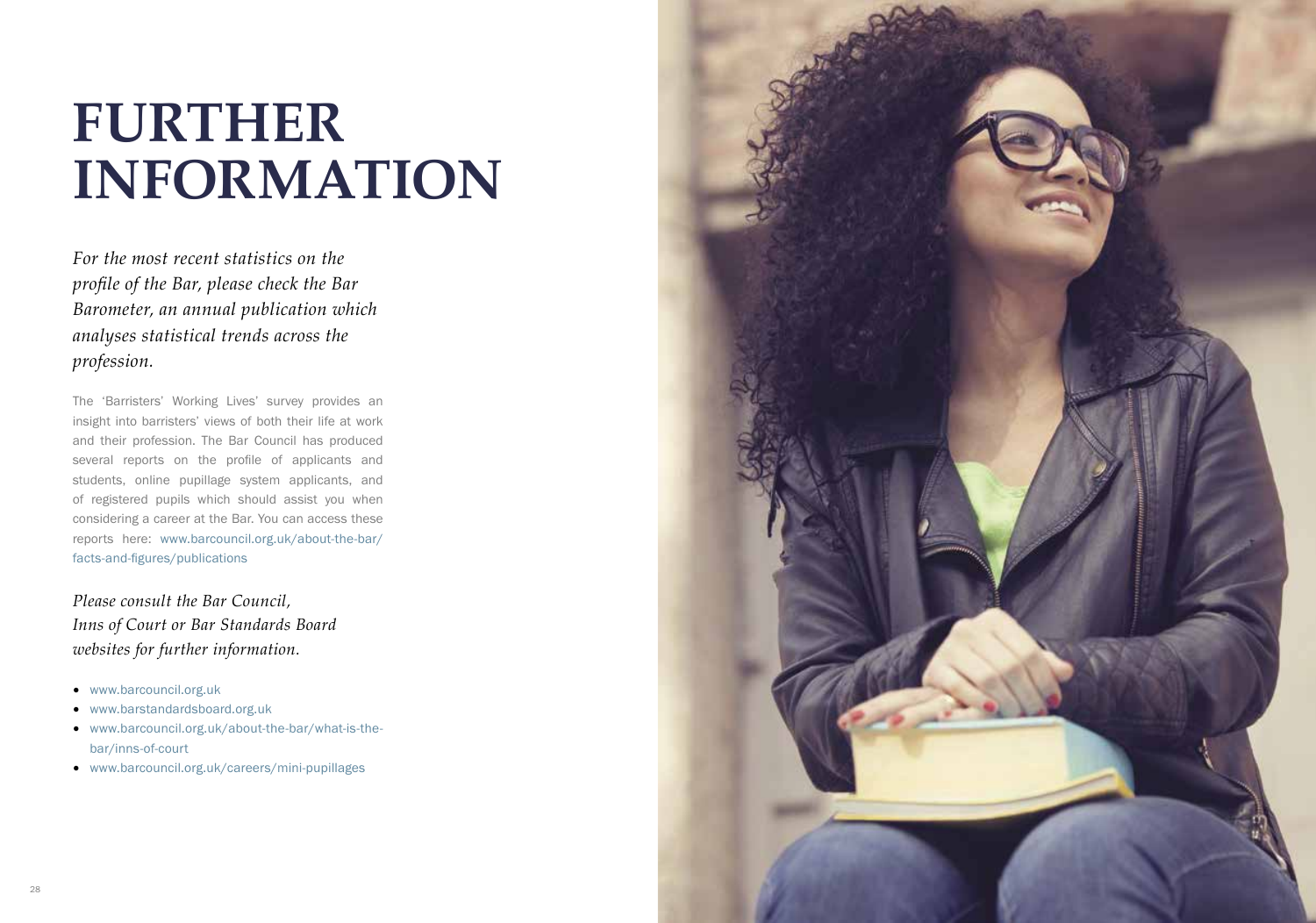# FURTHER INFORMATION

*For the most recent statistics on the profile of the Bar, please check the Bar Barometer, an annual publication which analyses statistical trends across the profession.*

The 'Barristers' Working Lives' survey provides an insight into barristers' views of both their life at work and their profession. The Bar Council has produced several reports on the profile of applicants and students, online pupillage system applicants, and of registered pupils which should assist you when considering a career at the Bar. You can access these reports here: www.barcouncil.org.uk/about-the-bar/facts-and-figures/publications

*Please consult the Bar Council, Inns of Court or Bar Standards Board websites for further information.*

- www.barcouncil.org.uk
- www.barstandardsboard.org.uk
- www.barcouncil.org.uk/about-the-bar/what-is-the-bar/inns-of-court
- www.barcouncil.org.uk/careers/mini-pupillages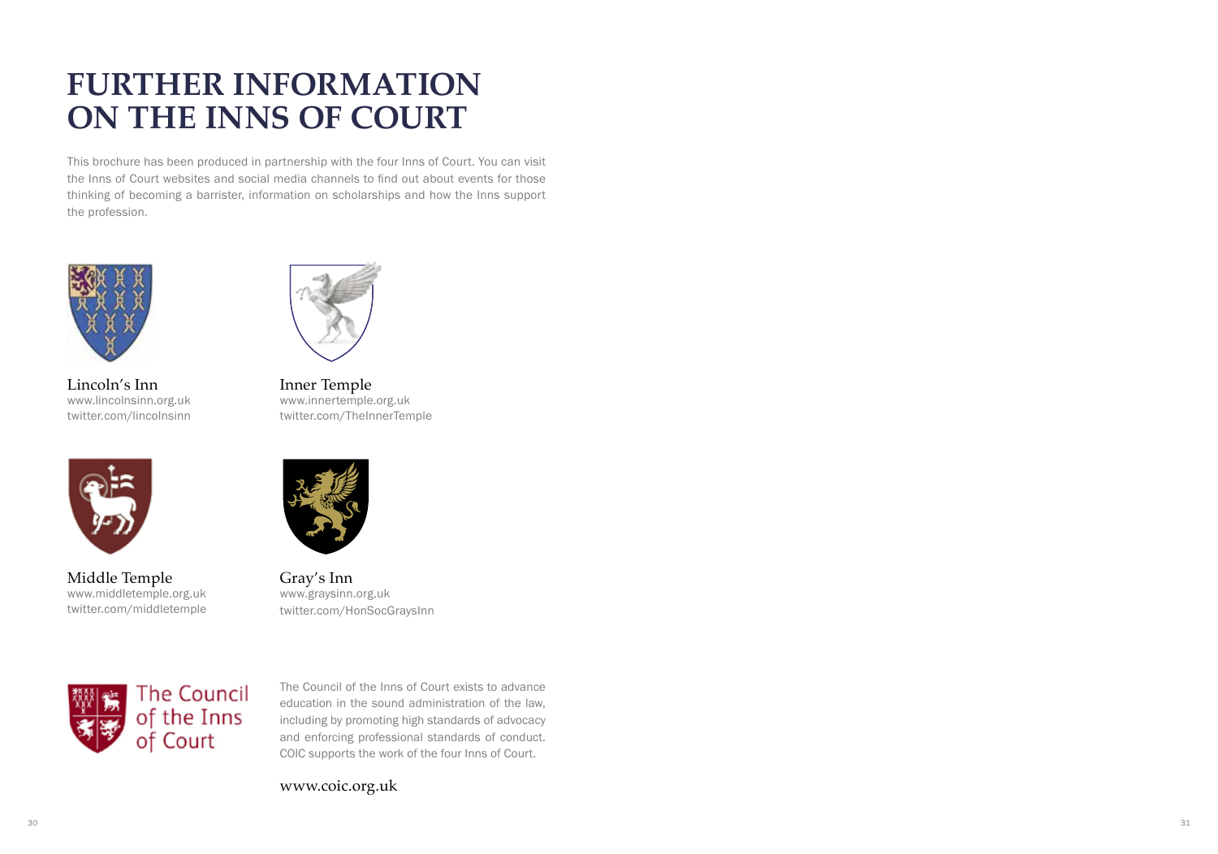# FURTHER INFORMATION ON THE INNS OF COURT

This brochure has been produced in partnership with the four Inns of Court. You can visit the Inns of Court websites and social media channels to find out about events for those thinking of becoming a barrister, information on scholarships and how the Inns support the profession.

Lincoln's Inn
www.lincolnsinn.org.uk
twitter.com/lincolnsinn

Inner Temple
www.innertemple.org.uk
twitter.com/TheInnerTemple

Middle Temple
www.middletemple.org.uk
twitter.com/middletemple

Gray's Inn
www.graysinn.org.uk
twitter.com/HonSocGraysInn

The Council of the Inns of Court

The Council of the Inns of Court exists to advance education in the sound administration of the law, including by promoting high standards of advocacy and enforcing professional standards of conduct. COIC supports the work of the four Inns of Court.

www.coic.org.uk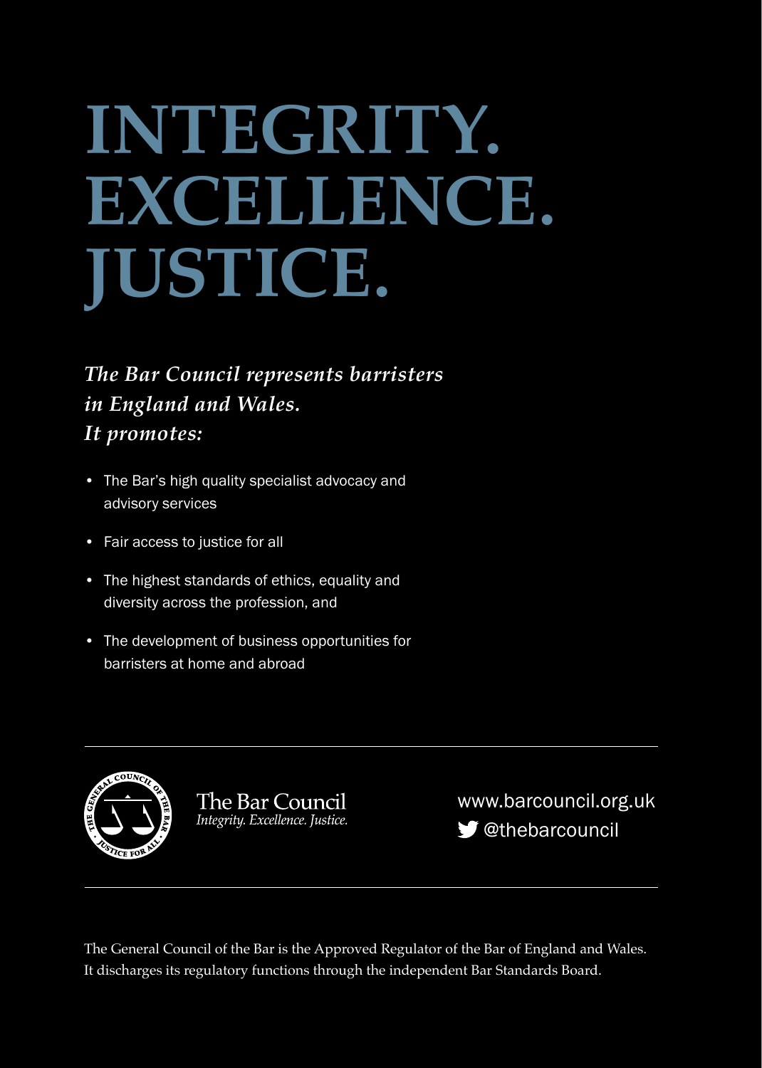# INTEGRITY. EXCELLENCE. JUSTICE.

***The Bar Council represents barristers in England and Wales. It promotes:***

- The Bar's high quality specialist advocacy and advisory services
- Fair access to justice for all
- The highest standards of ethics, equality and diversity across the profession, and
- The development of business opportunities for barristers at home and abroad

---

The Bar Council
*Integrity. Excellence. Justice.*

www.barcouncil.org.uk
@thebarcouncil

---

The General Council of the Bar is the Approved Regulator of the Bar of England and Wales. It discharges its regulatory functions through the independent Bar Standards Board.